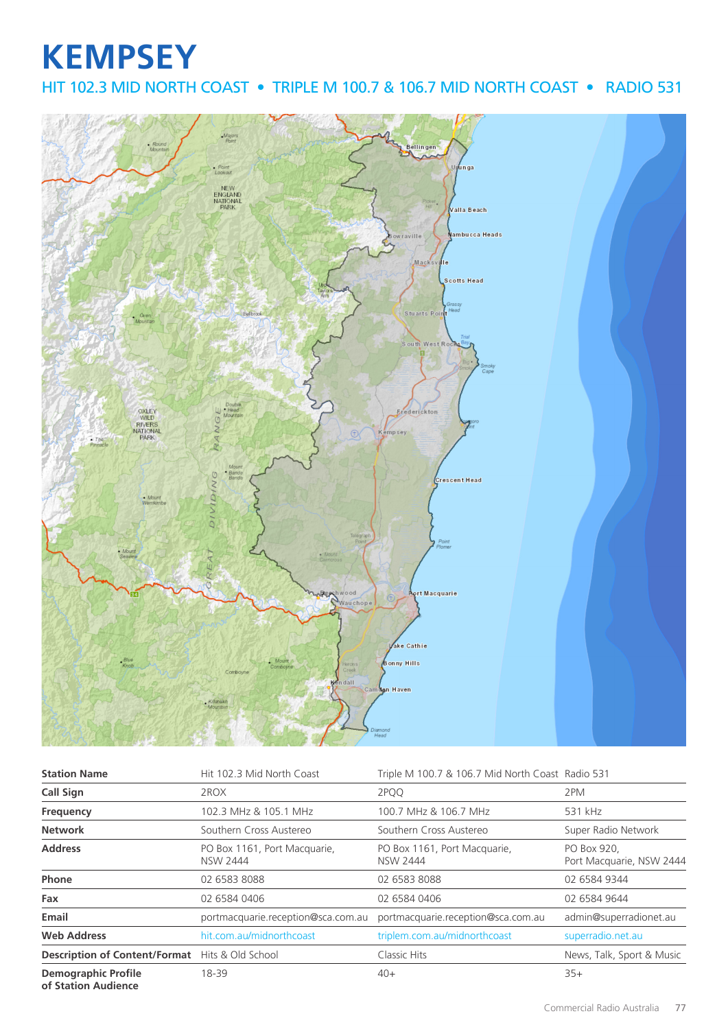# KEMPSEY

## HIT 102.3 MID NORTH COAST • TRIPLE M 100.7 & 106.7 MID NORTH COAST • RADIO 531

| Station Name | Hit 102.3 Mid North Coast | Triple M 100.7 & 106.7 Mid North Coast | Radio 531 |
|---|---|---|---|
| **Call Sign** | 2ROX | 2PQQ | 2PM |
| **Frequency** | 102.3 MHz & 105.1 MHz | 100.7 MHz & 106.7 MHz | 531 kHz |
| **Network** | Southern Cross Austereo | Southern Cross Austereo | Super Radio Network |
| **Address** | PO Box 1161, Port Macquarie, NSW 2444 | PO Box 1161, Port Macquarie, NSW 2444 | PO Box 920, Port Macquarie, NSW 2444 |
| **Phone** | 02 6583 8088 | 02 6583 8088 | 02 6584 9344 |
| **Fax** | 02 6584 0406 | 02 6584 0406 | 02 6584 9644 |
| **Email** | portmacquarie.reception@sca.com.au | portmacquarie.reception@sca.com.au | admin@superradionet.au |
| **Web Address** | hit.com.au/midnorthcoast | triplem.com.au/midnorthcoast | superradio.net.au |
| **Description of Content/Format** | Hits & Old School | Classic Hits | News, Talk, Sport & Music |
| **Demographic Profile of Station Audience** | 18-39 | 40+ | 35+ |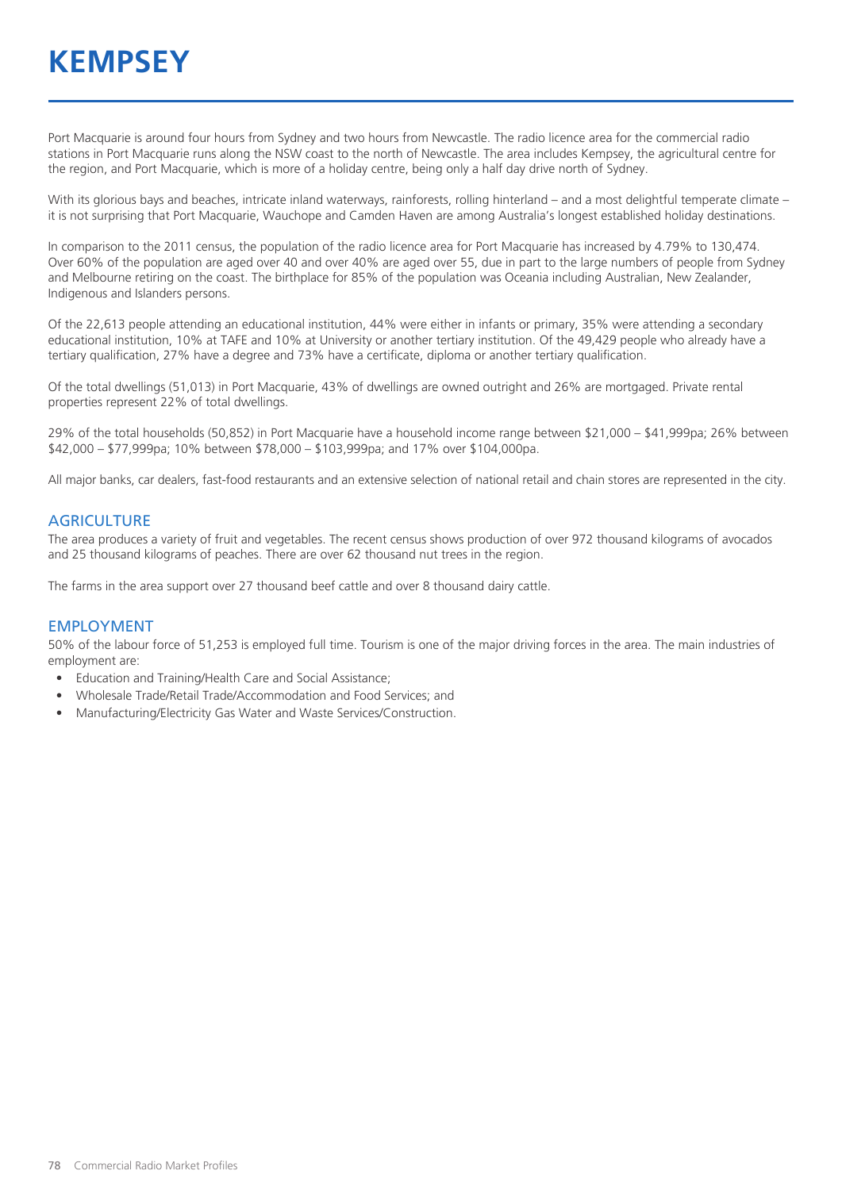# KEMPSEY

Port Macquarie is around four hours from Sydney and two hours from Newcastle. The radio licence area for the commercial radio stations in Port Macquarie runs along the NSW coast to the north of Newcastle. The area includes Kempsey, the agricultural centre for the region, and Port Macquarie, which is more of a holiday centre, being only a half day drive north of Sydney.

With its glorious bays and beaches, intricate inland waterways, rainforests, rolling hinterland – and a most delightful temperate climate – it is not surprising that Port Macquarie, Wauchope and Camden Haven are among Australia's longest established holiday destinations.

In comparison to the 2011 census, the population of the radio licence area for Port Macquarie has increased by 4.79% to 130,474. Over 60% of the population are aged over 40 and over 40% are aged over 55, due in part to the large numbers of people from Sydney and Melbourne retiring on the coast. The birthplace for 85% of the population was Oceania including Australian, New Zealander, Indigenous and Islanders persons.

Of the 22,613 people attending an educational institution, 44% were either in infants or primary, 35% were attending a secondary educational institution, 10% at TAFE and 10% at University or another tertiary institution. Of the 49,429 people who already have a tertiary qualification, 27% have a degree and 73% have a certificate, diploma or another tertiary qualification.

Of the total dwellings (51,013) in Port Macquarie, 43% of dwellings are owned outright and 26% are mortgaged. Private rental properties represent 22% of total dwellings.

29% of the total households (50,852) in Port Macquarie have a household income range between $21,000 – $41,999pa; 26% between $42,000 – $77,999pa; 10% between $78,000 – $103,999pa; and 17% over $104,000pa.

All major banks, car dealers, fast-food restaurants and an extensive selection of national retail and chain stores are represented in the city.

## AGRICULTURE

The area produces a variety of fruit and vegetables. The recent census shows production of over 972 thousand kilograms of avocados and 25 thousand kilograms of peaches. There are over 62 thousand nut trees in the region.

The farms in the area support over 27 thousand beef cattle and over 8 thousand dairy cattle.

## EMPLOYMENT

50% of the labour force of 51,253 is employed full time. Tourism is one of the major driving forces in the area. The main industries of employment are:

- Education and Training/Health Care and Social Assistance;
- Wholesale Trade/Retail Trade/Accommodation and Food Services; and
- Manufacturing/Electricity Gas Water and Waste Services/Construction.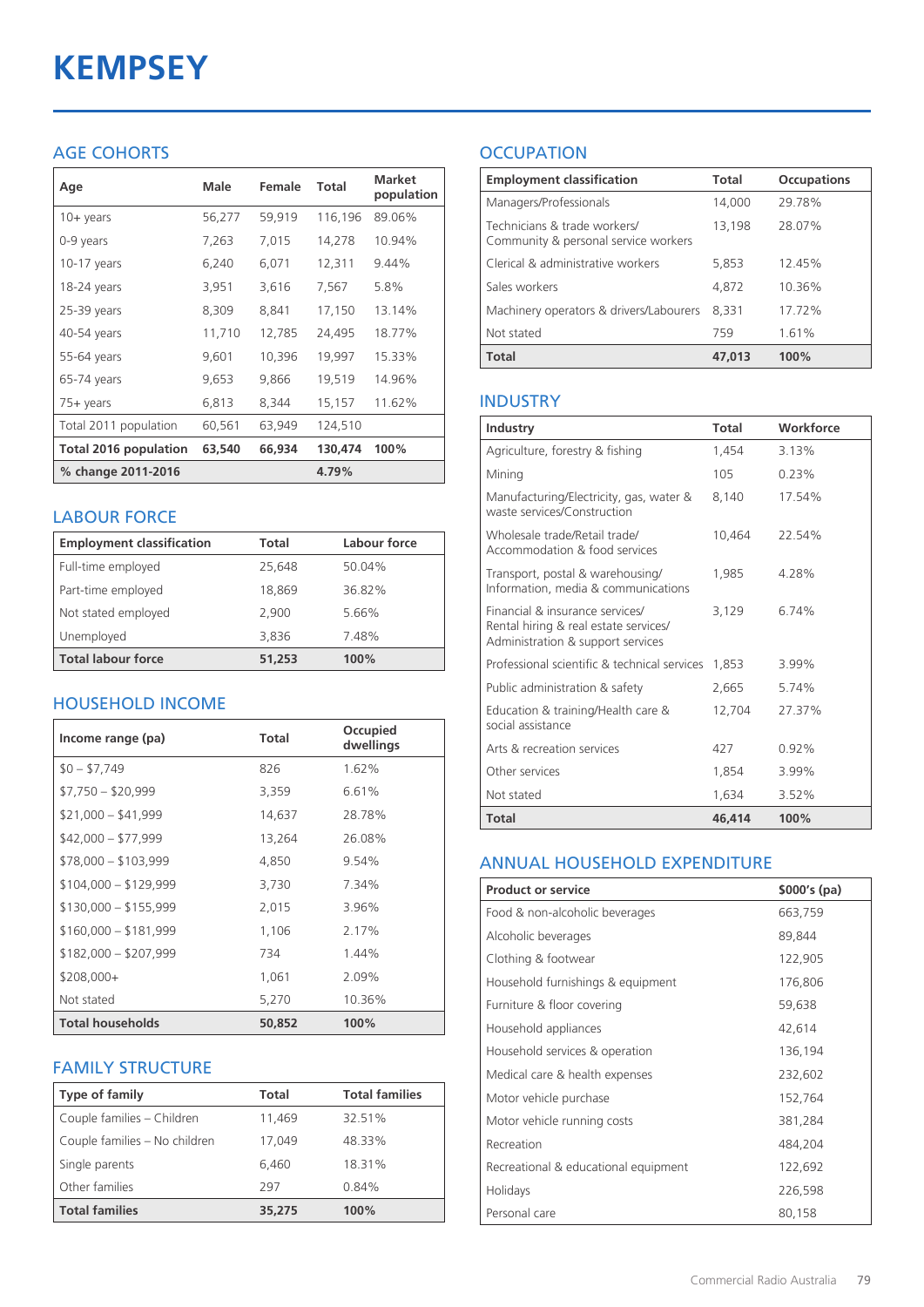# KEMPSEY

## AGE COHORTS

| Age | Male | Female | Total | Market population |
|---|---|---|---|---|
| 10+ years | 56,277 | 59,919 | 116,196 | 89.06% |
| 0-9 years | 7,263 | 7,015 | 14,278 | 10.94% |
| 10-17 years | 6,240 | 6,071 | 12,311 | 9.44% |
| 18-24 years | 3,951 | 3,616 | 7,567 | 5.8% |
| 25-39 years | 8,309 | 8,841 | 17,150 | 13.14% |
| 40-54 years | 11,710 | 12,785 | 24,495 | 18.77% |
| 55-64 years | 9,601 | 10,396 | 19,997 | 15.33% |
| 65-74 years | 9,653 | 9,866 | 19,519 | 14.96% |
| 75+ years | 6,813 | 8,344 | 15,157 | 11.62% |
| Total 2011 population | 60,561 | 63,949 | 124,510 | |
| **Total 2016 population** | **63,540** | **66,934** | **130,474** | **100%** |
| **% change 2011-2016** | | | **4.79%** | |

## LABOUR FORCE

| Employment classification | Total | Labour force |
|---|---|---|
| Full-time employed | 25,648 | 50.04% |
| Part-time employed | 18,869 | 36.82% |
| Not stated employed | 2,900 | 5.66% |
| Unemployed | 3,836 | 7.48% |
| **Total labour force** | **51,253** | **100%** |

## HOUSEHOLD INCOME

| Income range (pa) | Total | Occupied dwellings |
|---|---|---|
| $0 – $7,749 | 826 | 1.62% |
| $7,750 – $20,999 | 3,359 | 6.61% |
| $21,000 – $41,999 | 14,637 | 28.78% |
| $42,000 – $77,999 | 13,264 | 26.08% |
| $78,000 – $103,999 | 4,850 | 9.54% |
| $104,000 – $129,999 | 3,730 | 7.34% |
| $130,000 – $155,999 | 2,015 | 3.96% |
| $160,000 – $181,999 | 1,106 | 2.17% |
| $182,000 – $207,999 | 734 | 1.44% |
| $208,000+ | 1,061 | 2.09% |
| Not stated | 5,270 | 10.36% |
| **Total households** | **50,852** | **100%** |

## FAMILY STRUCTURE

| Type of family | Total | Total families |
|---|---|---|
| Couple families – Children | 11,469 | 32.51% |
| Couple families – No children | 17,049 | 48.33% |
| Single parents | 6,460 | 18.31% |
| Other families | 297 | 0.84% |
| **Total families** | **35,275** | **100%** |

## OCCUPATION

| Employment classification | Total | Occupations |
|---|---|---|
| Managers/Professionals | 14,000 | 29.78% |
| Technicians & trade workers/ Community & personal service workers | 13,198 | 28.07% |
| Clerical & administrative workers | 5,853 | 12.45% |
| Sales workers | 4,872 | 10.36% |
| Machinery operators & drivers/Labourers | 8,331 | 17.72% |
| Not stated | 759 | 1.61% |
| **Total** | **47,013** | **100%** |

## INDUSTRY

| Industry | Total | Workforce |
|---|---|---|
| Agriculture, forestry & fishing | 1,454 | 3.13% |
| Mining | 105 | 0.23% |
| Manufacturing/Electricity, gas, water & waste services/Construction | 8,140 | 17.54% |
| Wholesale trade/Retail trade/ Accommodation & food services | 10,464 | 22.54% |
| Transport, postal & warehousing/ Information, media & communications | 1,985 | 4.28% |
| Financial & insurance services/ Rental hiring & real estate services/ Administration & support services | 3,129 | 6.74% |
| Professional scientific & technical services | 1,853 | 3.99% |
| Public administration & safety | 2,665 | 5.74% |
| Education & training/Health care & social assistance | 12,704 | 27.37% |
| Arts & recreation services | 427 | 0.92% |
| Other services | 1,854 | 3.99% |
| Not stated | 1,634 | 3.52% |
| **Total** | **46,414** | **100%** |

## ANNUAL HOUSEHOLD EXPENDITURE

| Product or service | $000's (pa) |
|---|---|
| Food & non-alcoholic beverages | 663,759 |
| Alcoholic beverages | 89,844 |
| Clothing & footwear | 122,905 |
| Household furnishings & equipment | 176,806 |
| Furniture & floor covering | 59,638 |
| Household appliances | 42,614 |
| Household services & operation | 136,194 |
| Medical care & health expenses | 232,602 |
| Motor vehicle purchase | 152,764 |
| Motor vehicle running costs | 381,284 |
| Recreation | 484,204 |
| Recreational & educational equipment | 122,692 |
| Holidays | 226,598 |
| Personal care | 80,158 |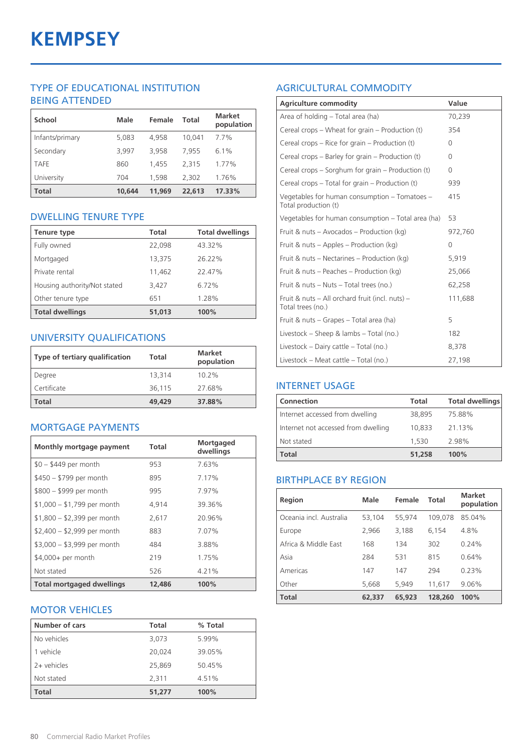# KEMPSEY

## TYPE OF EDUCATIONAL INSTITUTION BEING ATTENDED

| School | Male | Female | Total | Market population |
|---|---|---|---|---|
| Infants/primary | 5,083 | 4,958 | 10,041 | 7.7% |
| Secondary | 3,997 | 3,958 | 7,955 | 6.1% |
| TAFE | 860 | 1,455 | 2,315 | 1.77% |
| University | 704 | 1,598 | 2,302 | 1.76% |
| **Total** | **10,644** | **11,969** | **22,613** | **17.33%** |

## DWELLING TENURE TYPE

| Tenure type | Total | Total dwellings |
|---|---|---|
| Fully owned | 22,098 | 43.32% |
| Mortgaged | 13,375 | 26.22% |
| Private rental | 11,462 | 22.47% |
| Housing authority/Not stated | 3,427 | 6.72% |
| Other tenure type | 651 | 1.28% |
| **Total dwellings** | **51,013** | **100%** |

## UNIVERSITY QUALIFICATIONS

| Type of tertiary qualification | Total | Market population |
|---|---|---|
| Degree | 13,314 | 10.2% |
| Certificate | 36,115 | 27.68% |
| **Total** | **49,429** | **37.88%** |

## MORTGAGE PAYMENTS

| Monthly mortgage payment | Total | Mortgaged dwellings |
|---|---|---|
| $0 – $449 per month | 953 | 7.63% |
| $450 – $799 per month | 895 | 7.17% |
| $800 – $999 per month | 995 | 7.97% |
| $1,000 – $1,799 per month | 4,914 | 39.36% |
| $1,800 – $2,399 per month | 2,617 | 20.96% |
| $2,400 – $2,999 per month | 883 | 7.07% |
| $3,000 – $3,999 per month | 484 | 3.88% |
| $4,000+ per month | 219 | 1.75% |
| Not stated | 526 | 4.21% |
| **Total mortgaged dwellings** | **12,486** | **100%** |

## MOTOR VEHICLES

| Number of cars | Total | % Total |
|---|---|---|
| No vehicles | 3,073 | 5.99% |
| 1 vehicle | 20,024 | 39.05% |
| 2+ vehicles | 25,869 | 50.45% |
| Not stated | 2,311 | 4.51% |
| **Total** | **51,277** | **100%** |

## AGRICULTURAL COMMODITY

| Agriculture commodity | Value |
|---|---|
| Area of holding – Total area (ha) | 70,239 |
| Cereal crops – Wheat for grain – Production (t) | 354 |
| Cereal crops – Rice for grain – Production (t) | 0 |
| Cereal crops – Barley for grain – Production (t) | 0 |
| Cereal crops – Sorghum for grain – Production (t) | 0 |
| Cereal crops – Total for grain – Production (t) | 939 |
| Vegetables for human consumption – Tomatoes – Total production (t) | 415 |
| Vegetables for human consumption – Total area (ha) | 53 |
| Fruit & nuts – Avocados – Production (kg) | 972,760 |
| Fruit & nuts – Apples – Production (kg) | 0 |
| Fruit & nuts – Nectarines – Production (kg) | 5,919 |
| Fruit & nuts – Peaches – Production (kg) | 25,066 |
| Fruit & nuts – Nuts – Total trees (no.) | 62,258 |
| Fruit & nuts – All orchard fruit (incl. nuts) – Total trees (no.) | 111,688 |
| Fruit & nuts – Grapes – Total area (ha) | 5 |
| Livestock – Sheep & lambs – Total (no.) | 182 |
| Livestock – Dairy cattle – Total (no.) | 8,378 |
| Livestock – Meat cattle – Total (no.) | 27,198 |

## INTERNET USAGE

| Connection | Total | Total dwellings |
|---|---|---|
| Internet accessed from dwelling | 38,895 | 75.88% |
| Internet not accessed from dwelling | 10,833 | 21.13% |
| Not stated | 1,530 | 2.98% |
| **Total** | **51,258** | **100%** |

## BIRTHPLACE BY REGION

| Region | Male | Female | Total | Market population |
|---|---|---|---|---|
| Oceania incl. Australia | 53,104 | 55,974 | 109,078 | 85.04% |
| Europe | 2,966 | 3,188 | 6,154 | 4.8% |
| Africa & Middle East | 168 | 134 | 302 | 0.24% |
| Asia | 284 | 531 | 815 | 0.64% |
| Americas | 147 | 147 | 294 | 0.23% |
| Other | 5,668 | 5,949 | 11,617 | 9.06% |
| **Total** | **62,337** | **65,923** | **128,260** | **100%** |